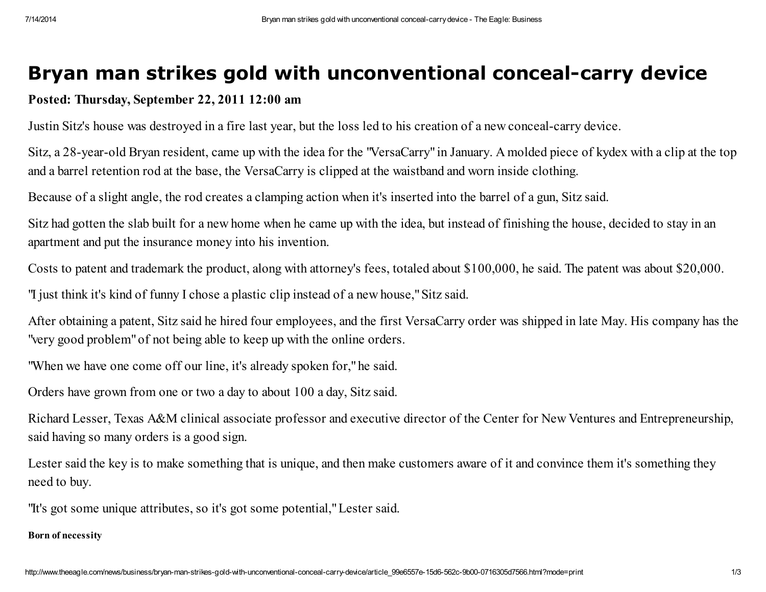# Bryan man strikes gold with unconventional conceal-carry device

**Posted: Thursday, September 22, 2011 12:00 am**

Justin Sitz's house was destroyed in a fire last year, but the loss led to his creation of a new conceal-carry device.

Sitz, a 28-year-old Bryan resident, came up with the idea for the "VersaCarry" in January. A molded piece of kydex with a clip at the top and a barrel retention rod at the base, the VersaCarry is clipped at the waistband and worn inside clothing.

Because of a slight angle, the rod creates a clamping action when it's inserted into the barrel of a gun, Sitz said.

Sitz had gotten the slab built for a new home when he came up with the idea, but instead of finishing the house, decided to stay in an apartment and put the insurance money into his invention.

Costs to patent and trademark the product, along with attorney's fees, totaled about $100,000, he said. The patent was about $20,000.

"I just think it's kind of funny I chose a plastic clip instead of a new house," Sitz said.

After obtaining a patent, Sitz said he hired four employees, and the first VersaCarry order was shipped in late May. His company has the "very good problem" of not being able to keep up with the online orders.

"When we have one come off our line, it's already spoken for," he said.

Orders have grown from one or two a day to about 100 a day, Sitz said.

Richard Lesser, Texas A&M clinical associate professor and executive director of the Center for New Ventures and Entrepreneurship, said having so many orders is a good sign.

Lester said the key is to make something that is unique, and then make customers aware of it and convince them it's something they need to buy.

"It's got some unique attributes, so it's got some potential," Lester said.

**Born of necessity**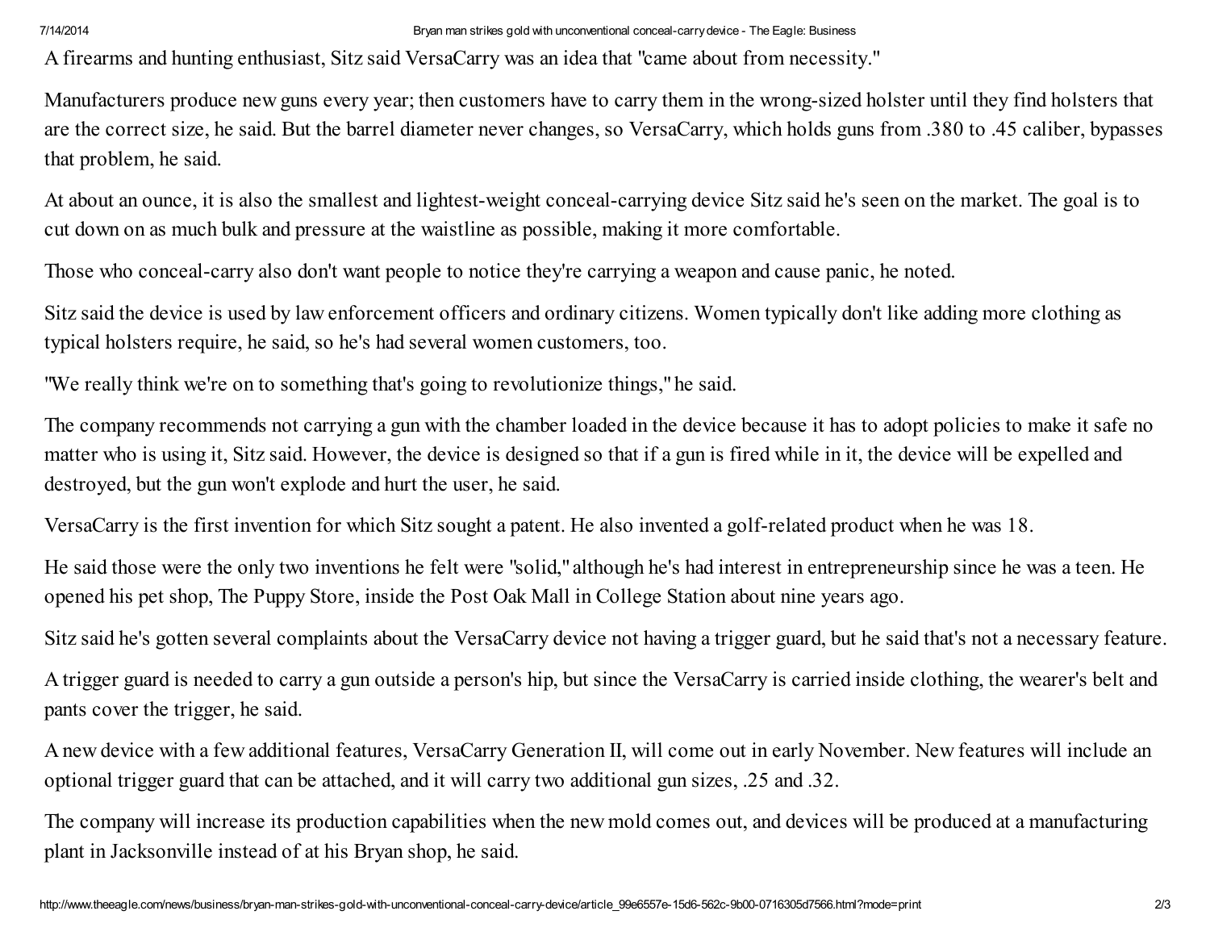A firearms and hunting enthusiast, Sitz said VersaCarry was an idea that "came about from necessity."

Manufacturers produce new guns every year; then customers have to carry them in the wrong-sized holster until they find holsters that are the correct size, he said. But the barrel diameter never changes, so VersaCarry, which holds guns from .380 to .45 caliber, bypasses that problem, he said.

At about an ounce, it is also the smallest and lightest-weight conceal-carrying device Sitz said he's seen on the market. The goal is to cut down on as much bulk and pressure at the waistline as possible, making it more comfortable.

Those who conceal-carry also don't want people to notice they're carrying a weapon and cause panic, he noted.

Sitz said the device is used by law enforcement officers and ordinary citizens. Women typically don't like adding more clothing as typical holsters require, he said, so he's had several women customers, too.

"We really think we're on to something that's going to revolutionize things," he said.

The company recommends not carrying a gun with the chamber loaded in the device because it has to adopt policies to make it safe no matter who is using it, Sitz said. However, the device is designed so that if a gun is fired while in it, the device will be expelled and destroyed, but the gun won't explode and hurt the user, he said.

VersaCarry is the first invention for which Sitz sought a patent. He also invented a golf-related product when he was 18.

He said those were the only two inventions he felt were "solid," although he's had interest in entrepreneurship since he was a teen. He opened his pet shop, The Puppy Store, inside the Post Oak Mall in College Station about nine years ago.

Sitz said he's gotten several complaints about the VersaCarry device not having a trigger guard, but he said that's not a necessary feature.

A trigger guard is needed to carry a gun outside a person's hip, but since the VersaCarry is carried inside clothing, the wearer's belt and pants cover the trigger, he said.

A new device with a few additional features, VersaCarry Generation II, will come out in early November. New features will include an optional trigger guard that can be attached, and it will carry two additional gun sizes, .25 and .32.

The company will increase its production capabilities when the new mold comes out, and devices will be produced at a manufacturing plant in Jacksonville instead of at his Bryan shop, he said.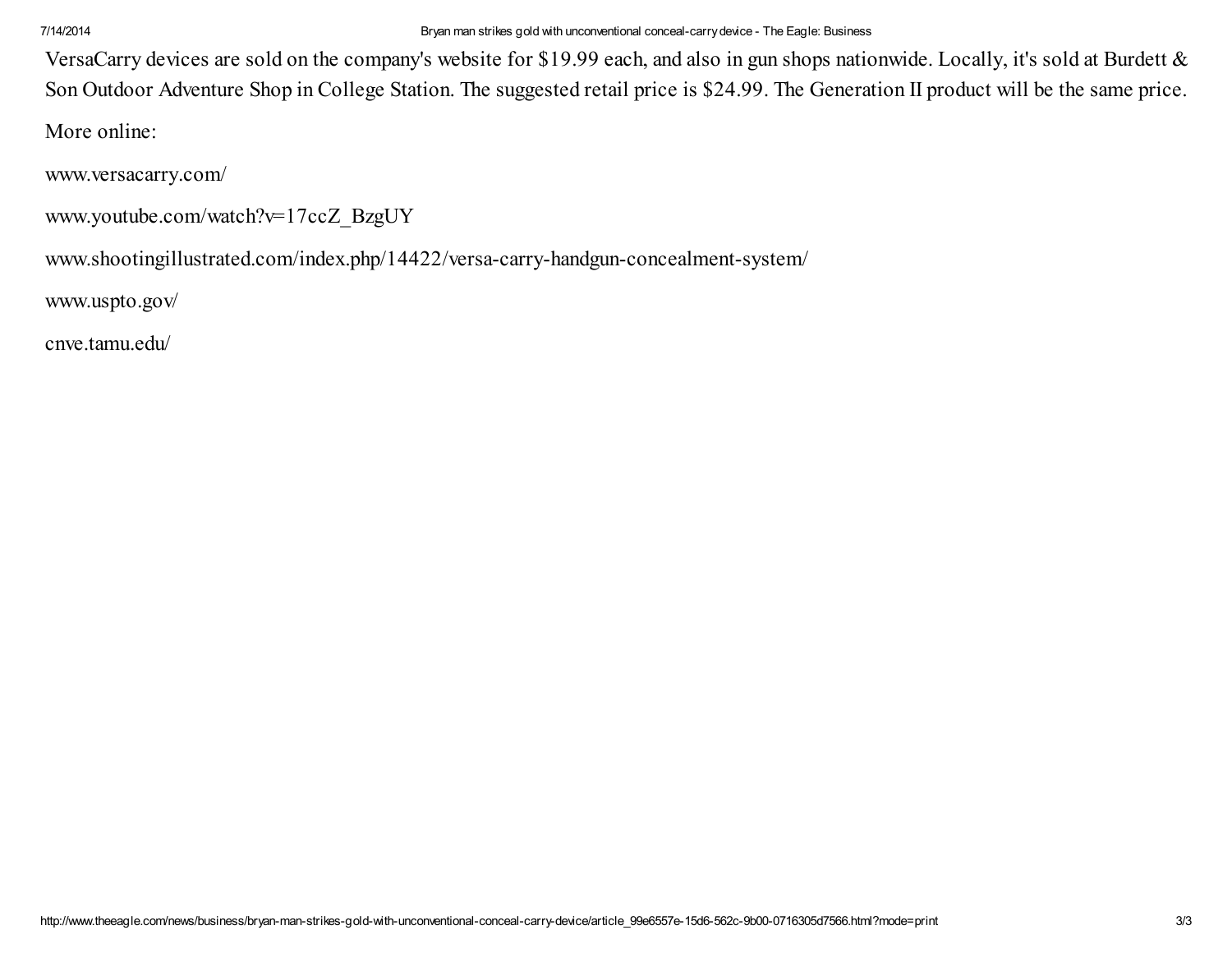VersaCarry devices are sold on the company's website for $19.99 each, and also in gun shops nationwide. Locally, it's sold at Burdett & Son Outdoor Adventure Shop in College Station. The suggested retail price is $24.99. The Generation II product will be the same price.

More online:

www.versacarry.com/

www.youtube.com/watch?v=17ccZ_BzgUY

www.shootingillustrated.com/index.php/14422/versa-carry-handgun-concealment-system/

www.uspto.gov/

cnve.tamu.edu/